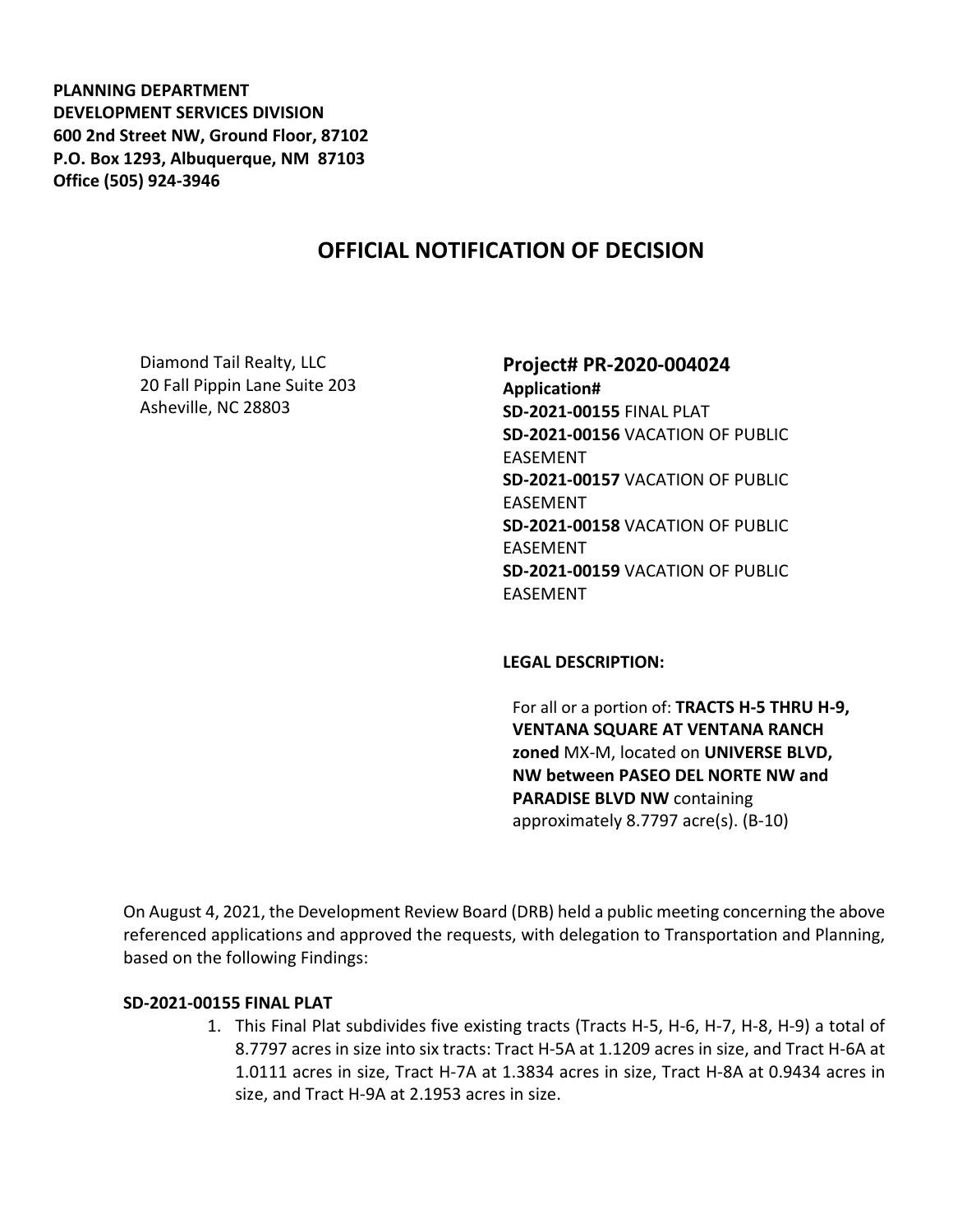**PLANNING DEPARTMENT**
**DEVELOPMENT SERVICES DIVISION**
**600 2nd Street NW, Ground Floor, 87102**
**P.O. Box 1293, Albuquerque, NM 87103**
**Office (505) 924-3946**

# OFFICIAL NOTIFICATION OF DECISION

Diamond Tail Realty, LLC
20 Fall Pippin Lane Suite 203
Asheville, NC 28803

## Project# PR-2020-004024

**Application#**
**SD-2021-00155** FINAL PLAT
**SD-2021-00156** VACATION OF PUBLIC EASEMENT
**SD-2021-00157** VACATION OF PUBLIC EASEMENT
**SD-2021-00158** VACATION OF PUBLIC EASEMENT
**SD-2021-00159** VACATION OF PUBLIC EASEMENT

**LEGAL DESCRIPTION:**

For all or a portion of: **TRACTS H-5 THRU H-9, VENTANA SQUARE AT VENTANA RANCH zoned** MX-M, located on **UNIVERSE BLVD, NW between PASEO DEL NORTE NW and PARADISE BLVD NW** containing approximately 8.7797 acre(s). (B-10)

On August 4, 2021, the Development Review Board (DRB) held a public meeting concerning the above referenced applications and approved the requests, with delegation to Transportation and Planning, based on the following Findings:

**SD-2021-00155 FINAL PLAT**

1. This Final Plat subdivides five existing tracts (Tracts H-5, H-6, H-7, H-8, H-9) a total of 8.7797 acres in size into six tracts: Tract H-5A at 1.1209 acres in size, and Tract H-6A at 1.0111 acres in size, Tract H-7A at 1.3834 acres in size, Tract H-8A at 0.9434 acres in size, and Tract H-9A at 2.1953 acres in size.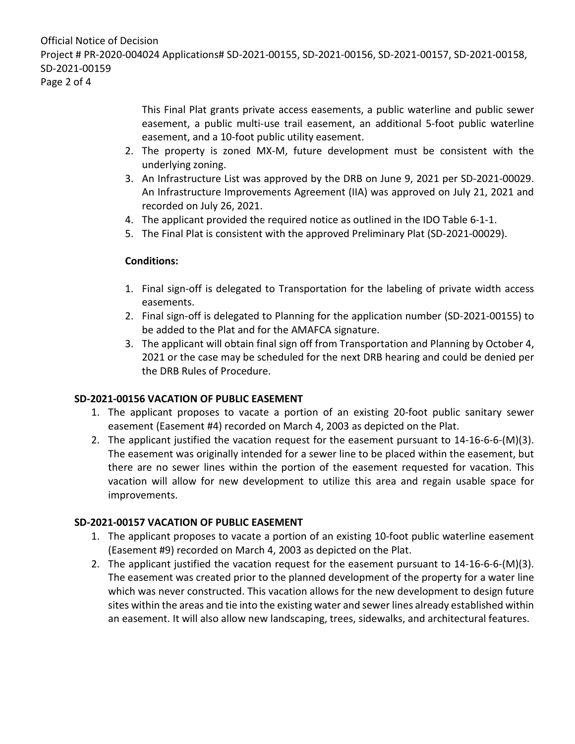This Final Plat grants private access easements, a public waterline and public sewer easement, a public multi-use trail easement, an additional 5-foot public waterline easement, and a 10-foot public utility easement.

2. The property is zoned MX-M, future development must be consistent with the underlying zoning.
3. An Infrastructure List was approved by the DRB on June 9, 2021 per SD-2021-00029. An Infrastructure Improvements Agreement (IIA) was approved on July 21, 2021 and recorded on July 26, 2021.
4. The applicant provided the required notice as outlined in the IDO Table 6-1-1.
5. The Final Plat is consistent with the approved Preliminary Plat (SD-2021-00029).

**Conditions:**

1. Final sign-off is delegated to Transportation for the labeling of private width access easements.
2. Final sign-off is delegated to Planning for the application number (SD-2021-00155) to be added to the Plat and for the AMAFCA signature.
3. The applicant will obtain final sign off from Transportation and Planning by October 4, 2021 or the case may be scheduled for the next DRB hearing and could be denied per the DRB Rules of Procedure.

**SD-2021-00156 VACATION OF PUBLIC EASEMENT**

1. The applicant proposes to vacate a portion of an existing 20-foot public sanitary sewer easement (Easement #4) recorded on March 4, 2003 as depicted on the Plat.
2. The applicant justified the vacation request for the easement pursuant to 14-16-6-6-(M)(3). The easement was originally intended for a sewer line to be placed within the easement, but there are no sewer lines within the portion of the easement requested for vacation. This vacation will allow for new development to utilize this area and regain usable space for improvements.

**SD-2021-00157 VACATION OF PUBLIC EASEMENT**

1. The applicant proposes to vacate a portion of an existing 10-foot public waterline easement (Easement #9) recorded on March 4, 2003 as depicted on the Plat.
2. The applicant justified the vacation request for the easement pursuant to 14-16-6-6-(M)(3). The easement was created prior to the planned development of the property for a water line which was never constructed. This vacation allows for the new development to design future sites within the areas and tie into the existing water and sewer lines already established within an easement. It will also allow new landscaping, trees, sidewalks, and architectural features.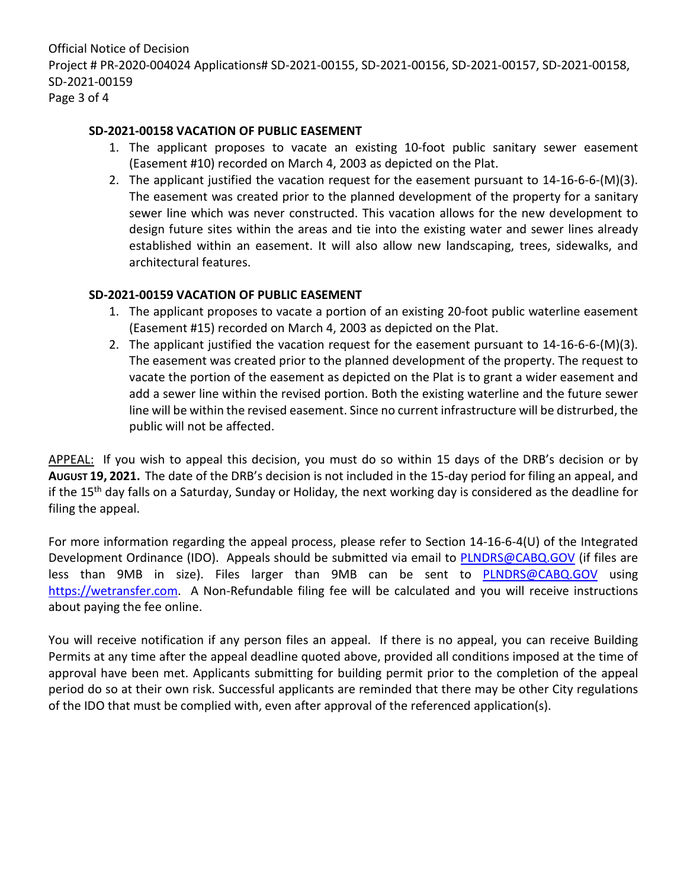**SD-2021-00158 VACATION OF PUBLIC EASEMENT**

1. The applicant proposes to vacate an existing 10-foot public sanitary sewer easement (Easement #10) recorded on March 4, 2003 as depicted on the Plat.
2. The applicant justified the vacation request for the easement pursuant to 14-16-6-6-(M)(3). The easement was created prior to the planned development of the property for a sanitary sewer line which was never constructed. This vacation allows for the new development to design future sites within the areas and tie into the existing water and sewer lines already established within an easement. It will also allow new landscaping, trees, sidewalks, and architectural features.

**SD-2021-00159 VACATION OF PUBLIC EASEMENT**

1. The applicant proposes to vacate a portion of an existing 20-foot public waterline easement (Easement #15) recorded on March 4, 2003 as depicted on the Plat.
2. The applicant justified the vacation request for the easement pursuant to 14-16-6-6-(M)(3). The easement was created prior to the planned development of the property. The request to vacate the portion of the easement as depicted on the Plat is to grant a wider easement and add a sewer line within the revised portion. Both the existing waterline and the future sewer line will be within the revised easement. Since no current infrastructure will be disturbed, the public will not be affected.

APPEAL: If you wish to appeal this decision, you must do so within 15 days of the DRB's decision or by **AUGUST 19, 2021.** The date of the DRB's decision is not included in the 15-day period for filing an appeal, and if the 15th day falls on a Saturday, Sunday or Holiday, the next working day is considered as the deadline for filing the appeal.

For more information regarding the appeal process, please refer to Section 14-16-6-4(U) of the Integrated Development Ordinance (IDO). Appeals should be submitted via email to PLNDRS@CABQ.GOV (if files are less than 9MB in size). Files larger than 9MB can be sent to PLNDRS@CABQ.GOV using https://wetransfer.com. A Non-Refundable filing fee will be calculated and you will receive instructions about paying the fee online.

You will receive notification if any person files an appeal. If there is no appeal, you can receive Building Permits at any time after the appeal deadline quoted above, provided all conditions imposed at the time of approval have been met. Applicants submitting for building permit prior to the completion of the appeal period do so at their own risk. Successful applicants are reminded that there may be other City regulations of the IDO that must be complied with, even after approval of the referenced application(s).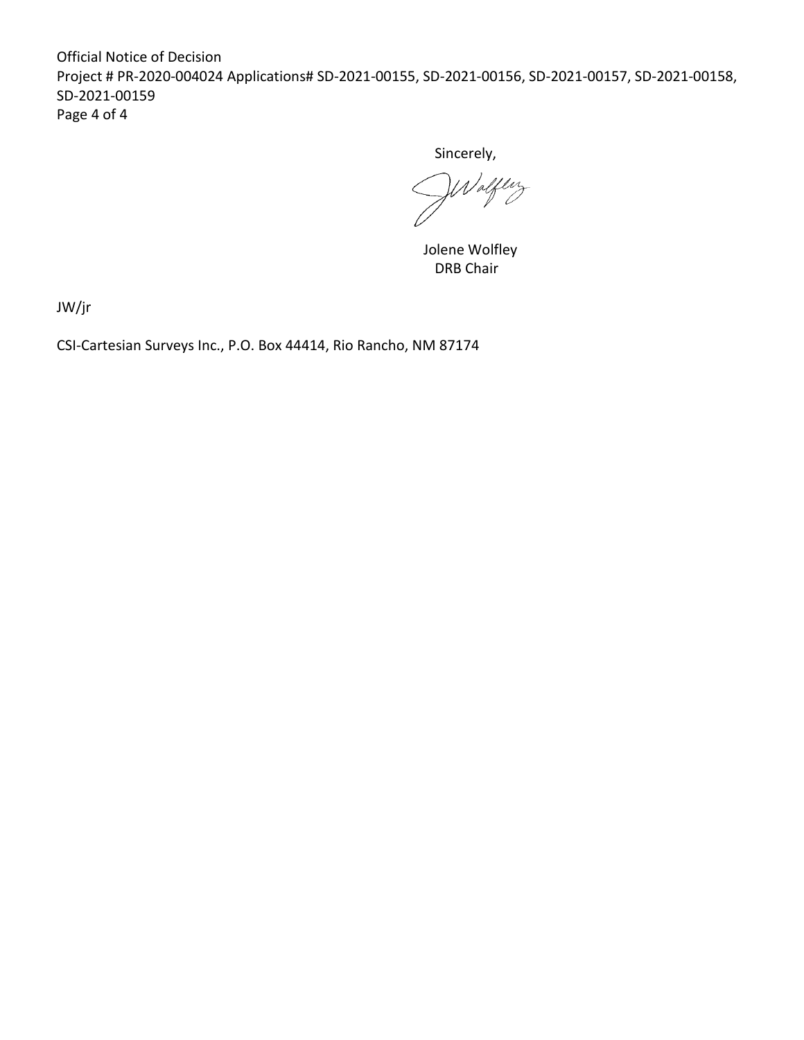Sincerely,

Jolene Wolfley
DRB Chair

JW/jr

CSI-Cartesian Surveys Inc., P.O. Box 44414, Rio Rancho, NM 87174